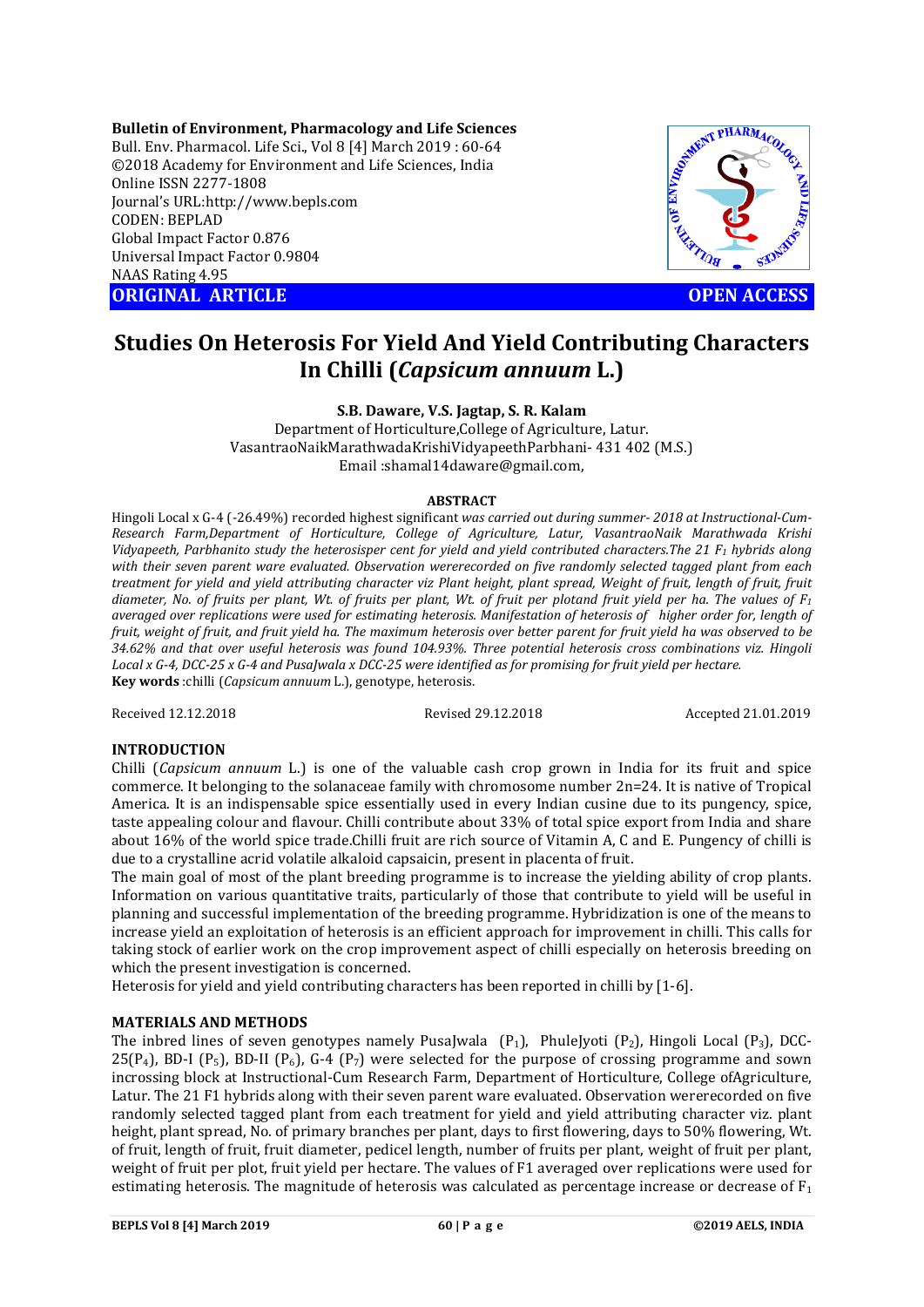**Bulletin of Environment, Pharmacology and Life Sciences**
Bull. Env. Pharmacol. Life Sci., Vol 8 [4] March 2019 : 60-64
©2018 Academy for Environment and Life Sciences, India
Online ISSN 2277-1808
Journal's URL:http://www.bepls.com
CODEN: BEPLAD
Global Impact Factor 0.876
Universal Impact Factor 0.9804
NAAS Rating 4.95

**ORIGINAL ARTICLE** **OPEN ACCESS**

# Studies On Heterosis For Yield And Yield Contributing Characters In Chilli (*Capsicum annuum* L.)

**S.B. Daware, V.S. Jagtap, S. R. Kalam**

Department of Horticulture,College of Agriculture, Latur.
VasantraoNaikMarathwadaKrishiVidyapeethParbhani- 431 402 (M.S.)
Email :shamal14daware@gmail.com,

**ABSTRACT**

Hingoli Local x G-4 (-26.49%) recorded highest significant *was carried out during summer- 2018 at Instructional-Cum-Research Farm,Department of Horticulture, College of Agriculture, Latur, VasantraoNaik Marathwada Krishi Vidyapeeth, Parbhanito study the heterosisper cent for yield and yield contributed characters.The 21 $F_1$ hybrids along with their seven parent ware evaluated. Observation wererecorded on five randomly selected tagged plant from each treatment for yield and yield attributing character viz Plant height, plant spread, Weight of fruit, length of fruit, fruit diameter, No. of fruits per plant, Wt. of fruits per plant, Wt. of fruit per plotand fruit yield per ha. The values of $F_1$ averaged over replications were used for estimating heterosis. Manifestation of heterosis of higher order for, length of fruit, weight of fruit, and fruit yield ha. The maximum heterosis over better parent for fruit yield ha was observed to be 34.62% and that over useful heterosis was found 104.93%. Three potential heterosis cross combinations viz. Hingoli Local x G-4, DCC-25 x G-4 and PusaJwala x DCC-25 were identified as for promising for fruit yield per hectare.*

**Key words** :chilli (*Capsicum annuum* L.), genotype, heterosis.

Received 12.12.2018 Revised 29.12.2018 Accepted 21.01.2019

## INTRODUCTION

Chilli (*Capsicum annuum* L.) is one of the valuable cash crop grown in India for its fruit and spice commerce. It belonging to the solanaceae family with chromosome number 2n=24. It is native of Tropical America. It is an indispensable spice essentially used in every Indian cusine due to its pungency, spice, taste appealing colour and flavour. Chilli contribute about 33% of total spice export from India and share about 16% of the world spice trade.Chilli fruit are rich source of Vitamin A, C and E. Pungency of chilli is due to a crystalline acrid volatile alkaloid capsaicin, present in placenta of fruit.

The main goal of most of the plant breeding programme is to increase the yielding ability of crop plants. Information on various quantitative traits, particularly of those that contribute to yield will be useful in planning and successful implementation of the breeding programme. Hybridization is one of the means to increase yield an exploitation of heterosis is an efficient approach for improvement in chilli. This calls for taking stock of earlier work on the crop improvement aspect of chilli especially on heterosis breeding on which the present investigation is concerned.

Heterosis for yield and yield contributing characters has been reported in chilli by [1-6].

## MATERIALS AND METHODS

The inbred lines of seven genotypes namely PusaJwala ($P_1$), PhuleJyoti ($P_2$), Hingoli Local ($P_3$), DCC-25($P_4$), BD-I ($P_5$), BD-II ($P_6$), G-4 ($P_7$) were selected for the purpose of crossing programme and sown incrossing block at Instructional-Cum Research Farm, Department of Horticulture, College ofAgriculture, Latur. The 21 F1 hybrids along with their seven parent ware evaluated. Observation wererecorded on five randomly selected tagged plant from each treatment for yield and yield attributing character viz. plant height, plant spread, No. of primary branches per plant, days to first flowering, days to 50% flowering, Wt. of fruit, length of fruit, fruit diameter, pedicel length, number of fruits per plant, weight of fruit per plant, weight of fruit per plot, fruit yield per hectare. The values of F1 averaged over replications were used for estimating heterosis. The magnitude of heterosis was calculated as percentage increase or decrease of $F_1$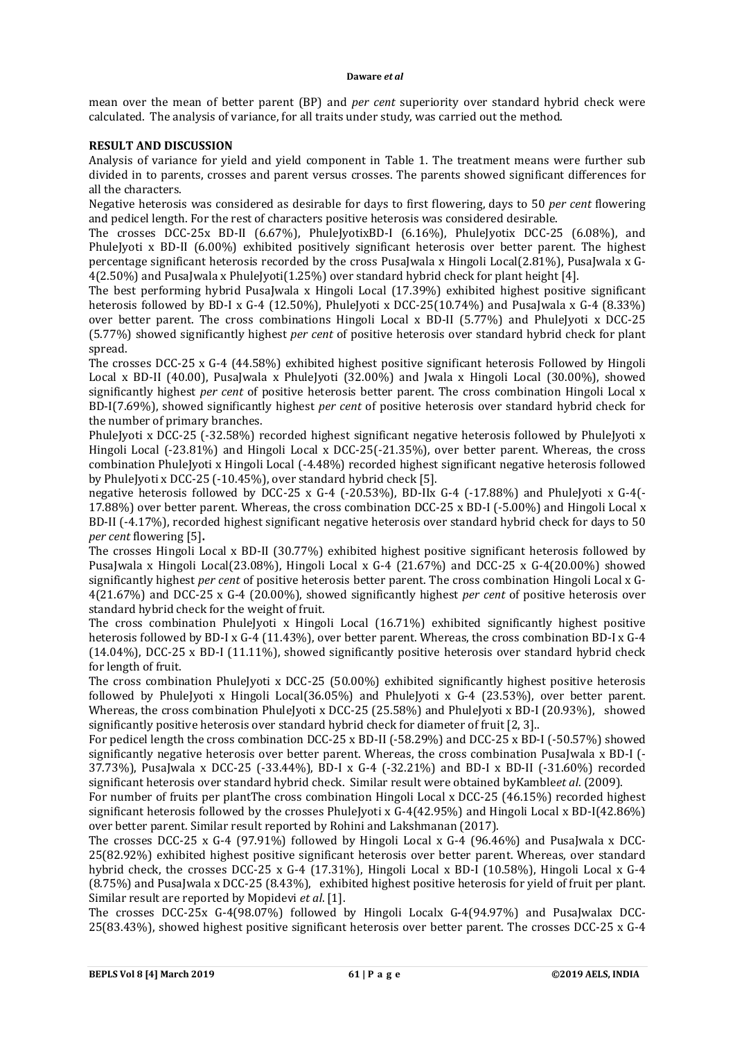mean over the mean of better parent (BP) and *per cent* superiority over standard hybrid check were calculated. The analysis of variance, for all traits under study, was carried out the method.

## RESULT AND DISCUSSION

Analysis of variance for yield and yield component in Table 1. The treatment means were further sub divided in to parents, crosses and parent versus crosses. The parents showed significant differences for all the characters.

Negative heterosis was considered as desirable for days to first flowering, days to 50 *per cent* flowering and pedicel length. For the rest of characters positive heterosis was considered desirable.

The crosses DCC-25x BD-II (6.67%), PhuleJyotixBD-I (6.16%), PhuleJyotix DCC-25 (6.08%), and PhuleJyoti x BD-II (6.00%) exhibited positively significant heterosis over better parent. The highest percentage significant heterosis recorded by the cross PusaJwala x Hingoli Local(2.81%), PusaJwala x G-4(2.50%) and PusaJwala x PhuleJyoti(1.25%) over standard hybrid check for plant height [4].

The best performing hybrid PusaJwala x Hingoli Local (17.39%) exhibited highest positive significant heterosis followed by BD-I x G-4 (12.50%), PhuleJyoti x DCC-25(10.74%) and PusaJwala x G-4 (8.33%) over better parent. The cross combinations Hingoli Local x BD-II (5.77%) and PhuleJyoti x DCC-25 (5.77%) showed significantly highest *per cent* of positive heterosis over standard hybrid check for plant spread.

The crosses DCC-25 x G-4 (44.58%) exhibited highest positive significant heterosis Followed by Hingoli Local x BD-II (40.00), PusaJwala x PhuleJyoti (32.00%) and Jwala x Hingoli Local (30.00%), showed significantly highest *per cent* of positive heterosis better parent. The cross combination Hingoli Local x BD-I(7.69%), showed significantly highest *per cent* of positive heterosis over standard hybrid check for the number of primary branches.

PhuleJyoti x DCC-25 (-32.58%) recorded highest significant negative heterosis followed by PhuleJyoti x Hingoli Local (-23.81%) and Hingoli Local x DCC-25(-21.35%), over better parent. Whereas, the cross combination PhuleJyoti x Hingoli Local (-4.48%) recorded highest significant negative heterosis followed by PhuleJyoti x DCC-25 (-10.45%), over standard hybrid check [5].

negative heterosis followed by DCC-25 x G-4 (-20.53%), BD-IIx G-4 (-17.88%) and PhuleJyoti x G-4(-17.88%) over better parent. Whereas, the cross combination DCC-25 x BD-I (-5.00%) and Hingoli Local x BD-II (-4.17%), recorded highest significant negative heterosis over standard hybrid check for days to 50 *per cent* flowering [5].

The crosses Hingoli Local x BD-II (30.77%) exhibited highest positive significant heterosis followed by PusaJwala x Hingoli Local(23.08%), Hingoli Local x G-4 (21.67%) and DCC-25 x G-4(20.00%) showed significantly highest *per cent* of positive heterosis better parent. The cross combination Hingoli Local x G-4(21.67%) and DCC-25 x G-4 (20.00%), showed significantly highest *per cent* of positive heterosis over standard hybrid check for the weight of fruit.

The cross combination PhuleJyoti x Hingoli Local (16.71%) exhibited significantly highest positive heterosis followed by BD-I x G-4 (11.43%), over better parent. Whereas, the cross combination BD-I x G-4 (14.04%), DCC-25 x BD-I (11.11%), showed significantly positive heterosis over standard hybrid check for length of fruit.

The cross combination PhuleJyoti x DCC-25 (50.00%) exhibited significantly highest positive heterosis followed by PhuleJyoti x Hingoli Local(36.05%) and PhuleJyoti x G-4 (23.53%), over better parent. Whereas, the cross combination PhuleJyoti x DCC-25 (25.58%) and PhuleJyoti x BD-I (20.93%), showed significantly positive heterosis over standard hybrid check for diameter of fruit [2, 3]..

For pedicel length the cross combination DCC-25 x BD-II (-58.29%) and DCC-25 x BD-I (-50.57%) showed significantly negative heterosis over better parent. Whereas, the cross combination PusaJwala x BD-I (-37.73%), PusaJwala x DCC-25 (-33.44%), BD-I x G-4 (-32.21%) and BD-I x BD-II (-31.60%) recorded significant heterosis over standard hybrid check. Similar result were obtained byKamble*et al*. (2009).

For number of fruits per plantThe cross combination Hingoli Local x DCC-25 (46.15%) recorded highest significant heterosis followed by the crosses PhuleJyoti x G-4(42.95%) and Hingoli Local x BD-I(42.86%) over better parent. Similar result reported by Rohini and Lakshmanan (2017).

The crosses DCC-25 x G-4 (97.91%) followed by Hingoli Local x G-4 (96.46%) and PusaJwala x DCC-25(82.92%) exhibited highest positive significant heterosis over better parent. Whereas, over standard hybrid check, the crosses DCC-25 x G-4 (17.31%), Hingoli Local x BD-I (10.58%), Hingoli Local x G-4 (8.75%) and PusaJwala x DCC-25 (8.43%), exhibited highest positive heterosis for yield of fruit per plant. Similar result are reported by Mopidevi *et al*. [1].

The crosses DCC-25x G-4(98.07%) followed by Hingoli Localx G-4(94.97%) and PusaJwalax DCC-25(83.43%), showed highest positive significant heterosis over better parent. The crosses DCC-25 x G-4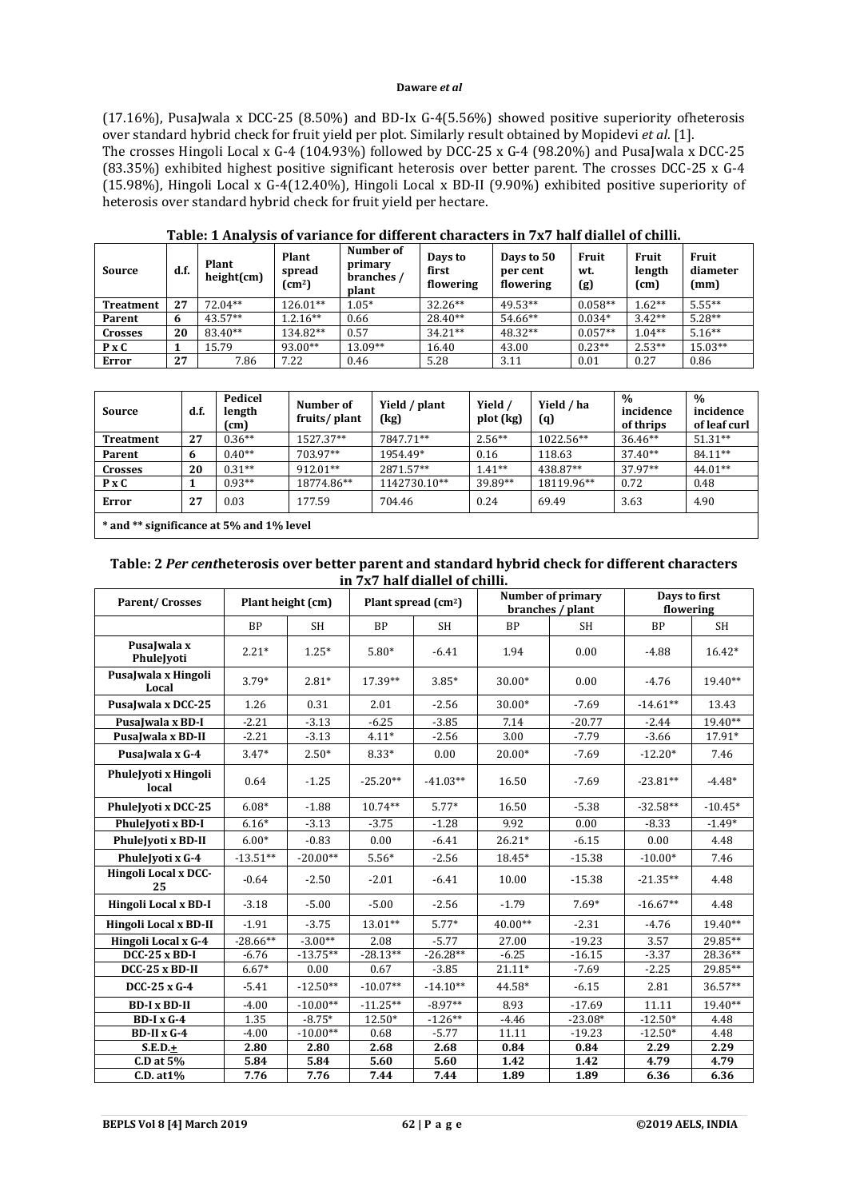(17.16%), PusaJwala x DCC-25 (8.50%) and BD-Ix G-4(5.56%) showed positive superiority ofheterosis over standard hybrid check for fruit yield per plot. Similarly result obtained by Mopidevi *et al*. [1].
The crosses Hingoli Local x G-4 (104.93%) followed by DCC-25 x G-4 (98.20%) and PusaJwala x DCC-25 (83.35%) exhibited highest positive significant heterosis over better parent. The crosses DCC-25 x G-4 (15.98%), Hingoli Local x G-4(12.40%), Hingoli Local x BD-II (9.90%) exhibited positive superiority of heterosis over standard hybrid check for fruit yield per hectare.

**Table: 1 Analysis of variance for different characters in 7x7 half diallel of chilli.**

| Source | d.f. | Plant height(cm) | Plant spread (cm$^2$) | Number of primary branches / plant | Days to first flowering | Days to 50 per cent flowering | Fruit wt. (g) | Fruit length (cm) | Fruit diameter (mm) |
|---|---|---|---|---|---|---|---|---|---|
| Treatment | 27 | 72.04** | 126.01** | 1.05* | 32.26** | 49.53** | 0.058** | 1.62** | 5.55** |
| Parent | 6 | 43.57** | 1.2.16** | 0.66 | 28.40** | 54.66** | 0.034* | 3.42** | 5.28** |
| Crosses | 20 | 83.40** | 134.82** | 0.57 | 34.21** | 48.32** | 0.057** | 1.04** | 5.16** |
| P x C | 1 | 15.79 | 93.00** | 13.09** | 16.40 | 43.00 | 0.23** | 2.53** | 15.03** |
| Error | 27 | 7.86 | 7.22 | 0.46 | 5.28 | 3.11 | 0.01 | 0.27 | 0.86 |

| Source | d.f. | Pedicel length (cm) | Number of fruits/ plant | Yield / plant (kg) | Yield / plot (kg) | Yield / ha (q) | % incidence of thrips | % incidence of leaf curl |
|---|---|---|---|---|---|---|---|---|
| Treatment | 27 | 0.36** | 1527.37** | 7847.71** | 2.56** | 1022.56** | 36.46** | 51.31** |
| Parent | 6 | 0.40** | 703.97** | 1954.49* | 0.16 | 118.63 | 37.40** | 84.11** |
| Crosses | 20 | 0.31** | 912.01** | 2871.57** | 1.41** | 438.87** | 37.97** | 44.01** |
| P x C | 1 | 0.93** | 18774.86** | 1142730.10** | 39.89** | 18119.96** | 0.72 | 0.48 |
| Error | 27 | 0.03 | 177.59 | 704.46 | 0.24 | 69.49 | 3.63 | 4.90 |

\* and \*\* significance at 5% and 1% level

**Table: 2 *Per cent*heterosis over better parent and standard hybrid check for different characters in 7x7 half diallel of chilli.**

| Parent/ Crosses | Plant height (cm) | | Plant spread (cm$^2$) | | Number of primary branches / plant | | Days to first flowering | |
|---|---|---|---|---|---|---|---|---|
| | BP | SH | BP | SH | BP | SH | BP | SH |
| PusaJwala x PhuleJyoti | 2.21* | 1.25* | 5.80* | -6.41 | 1.94 | 0.00 | -4.88 | 16.42* |
| PusaJwala x Hingoli Local | 3.79* | 2.81* | 17.39** | 3.85* | 30.00* | 0.00 | -4.76 | 19.40** |
| PusaJwala x DCC-25 | 1.26 | 0.31 | 2.01 | -2.56 | 30.00* | -7.69 | -14.61** | 13.43 |
| PusaJwala x BD-I | -2.21 | -3.13 | -6.25 | -3.85 | 7.14 | -20.77 | -2.44 | 19.40** |
| PusaJwala x BD-II | -2.21 | -3.13 | 4.11* | -2.56 | 3.00 | -7.79 | -3.66 | 17.91* |
| PusaJwala x G-4 | 3.47* | 2.50* | 8.33* | 0.00 | 20.00* | -7.69 | -12.20* | 7.46 |
| PhuleJyoti x Hingoli local | 0.64 | -1.25 | -25.20** | -41.03** | 16.50 | -7.69 | -23.81** | -4.48* |
| PhuleJyoti x DCC-25 | 6.08* | -1.88 | 10.74** | 5.77* | 16.50 | -5.38 | -32.58** | -10.45* |
| PhuleJyoti x BD-I | 6.16* | -3.13 | -3.75 | -1.28 | 9.92 | 0.00 | -8.33 | -1.49* |
| PhuleJyoti x BD-II | 6.00* | -0.83 | 0.00 | -6.41 | 26.21* | -6.15 | 0.00 | 4.48 |
| PhuleJyoti x G-4 | -13.51** | -20.00** | 5.56* | -2.56 | 18.45* | -15.38 | -10.00* | 7.46 |
| Hingoli Local x DCC-25 | -0.64 | -2.50 | -2.01 | -6.41 | 10.00 | -15.38 | -21.35** | 4.48 |
| Hingoli Local x BD-I | -3.18 | -5.00 | -5.00 | -2.56 | -1.79 | 7.69* | -16.67** | 4.48 |
| Hingoli Local x BD-II | -1.91 | -3.75 | 13.01** | 5.77* | 40.00** | -2.31 | -4.76 | 19.40** |
| Hingoli Local x G-4 | -28.66** | -3.00** | 2.08 | -5.77 | 27.00 | -19.23 | 3.57 | 29.85** |
| DCC-25 x BD-I | -6.76 | -13.75** | -28.13** | -26.28** | -6.25 | -16.15 | -3.37 | 28.36** |
| DCC-25 x BD-II | 6.67* | 0.00 | 0.67 | -3.85 | 21.11* | -7.69 | -2.25 | 29.85** |
| DCC-25 x G-4 | -5.41 | -12.50** | -10.07** | -14.10** | 44.58* | -6.15 | 2.81 | 36.57** |
| BD-I x BD-II | -4.00 | -10.00** | -11.25** | -8.97** | 8.93 | -17.69 | 11.11 | 19.40** |
| BD-I x G-4 | 1.35 | -8.75* | 12.50* | -1.26** | -4.46 | -23.08* | -12.50* | 4.48 |
| BD-II x G-4 | -4.00 | -10.00** | 0.68 | -5.77 | 11.11 | -19.23 | -12.50* | 4.48 |
| **S.E.D.+** | **2.80** | **2.80** | **2.68** | **2.68** | **0.84** | **0.84** | **2.29** | **2.29** |
| **C.D at 5%** | **5.84** | **5.84** | **5.60** | **5.60** | **1.42** | **1.42** | **4.79** | **4.79** |
| **C.D. at1%** | **7.76** | **7.76** | **7.44** | **7.44** | **1.89** | **1.89** | **6.36** | **6.36** |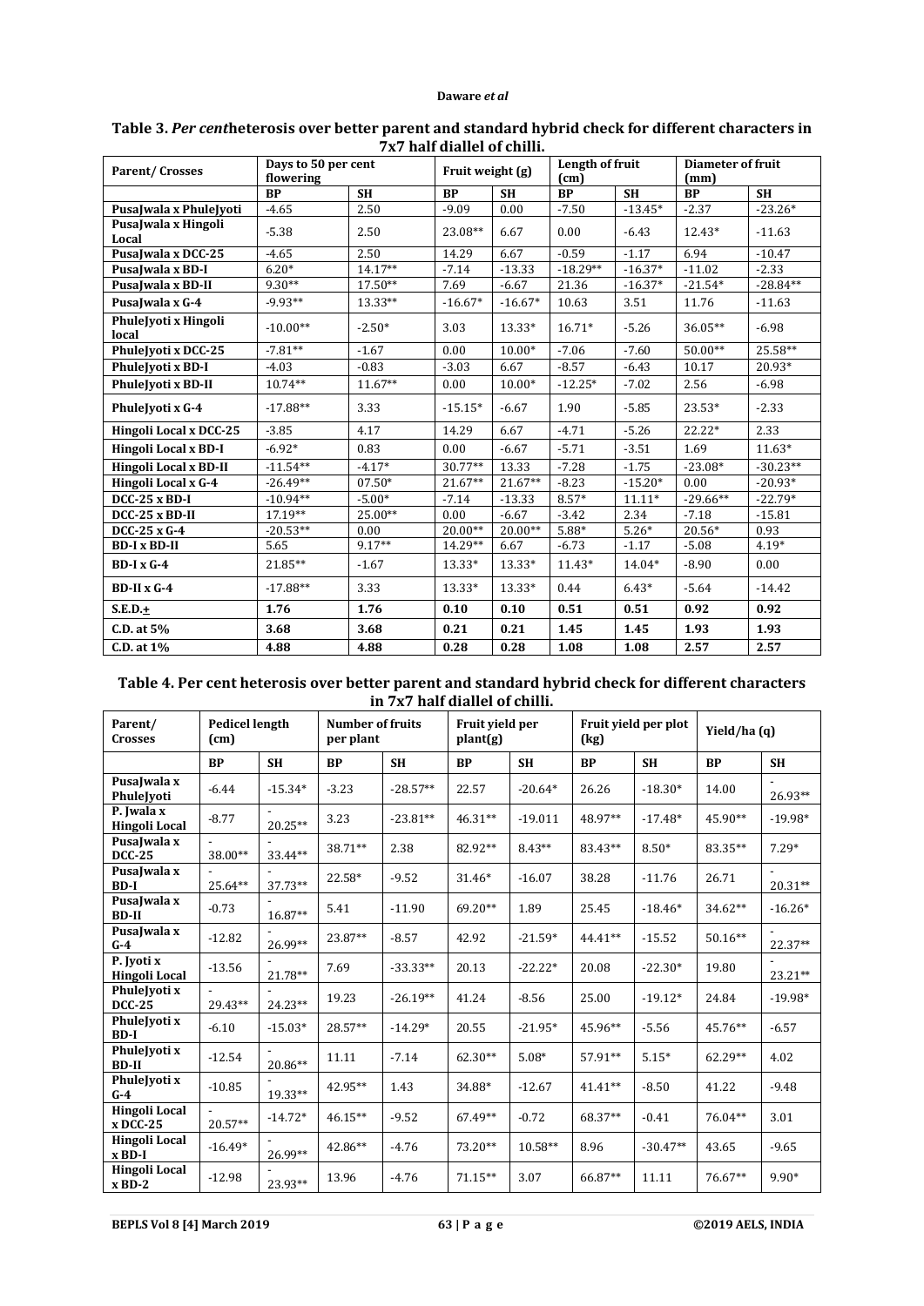**Table 3.** ***Per cent*****heterosis over better parent and standard hybrid check for different characters in 7x7 half diallel of chilli.**

| Parent/ Crosses | Days to 50 per cent flowering | | Fruit weight (g) | | Length of fruit (cm) | | Diameter of fruit (mm) | |
|---|---|---|---|---|---|---|---|---|
| | BP | SH | BP | SH | BP | SH | BP | SH |
| PusaJwala x PhuleJyoti | -4.65 | 2.50 | -9.09 | 0.00 | -7.50 | -13.45* | -2.37 | -23.26* |
| PusaJwala x Hingoli Local | -5.38 | 2.50 | 23.08** | 6.67 | 0.00 | -6.43 | 12.43* | -11.63 |
| PusaJwala x DCC-25 | -4.65 | 2.50 | 14.29 | 6.67 | -0.59 | -1.17 | 6.94 | -10.47 |
| PusaJwala x BD-I | 6.20* | 14.17** | -7.14 | -13.33 | -18.29** | -16.37* | -11.02 | -2.33 |
| PusaJwala x BD-II | 9.30** | 17.50** | 7.69 | -6.67 | 21.36 | -16.37* | -21.54* | -28.84** |
| PusaJwala x G-4 | -9.93** | 13.33** | -16.67* | -16.67* | 10.63 | 3.51 | 11.76 | -11.63 |
| PhuleJyoti x Hingoli local | -10.00** | -2.50* | 3.03 | 13.33* | 16.71* | -5.26 | 36.05** | -6.98 |
| PhuleJyoti x DCC-25 | -7.81** | -1.67 | 0.00 | 10.00* | -7.06 | -7.60 | 50.00** | 25.58** |
| PhuleJyoti x BD-I | -4.03 | -0.83 | -3.03 | 6.67 | -8.57 | -6.43 | 10.17 | 20.93* |
| PhuleJyoti x BD-II | 10.74** | 11.67** | 0.00 | 10.00* | -12.25* | -7.02 | 2.56 | -6.98 |
| PhuleJyoti x G-4 | -17.88** | 3.33 | -15.15* | -6.67 | 1.90 | -5.85 | 23.53* | -2.33 |
| Hingoli Local x DCC-25 | -3.85 | 4.17 | 14.29 | 6.67 | -4.71 | -5.26 | 22.22* | 2.33 |
| Hingoli Local x BD-I | -6.92* | 0.83 | 0.00 | -6.67 | -5.71 | -3.51 | 1.69 | 11.63* |
| Hingoli Local x BD-II | -11.54** | -4.17* | 30.77** | 13.33 | -7.28 | -1.75 | -23.08* | -30.23** |
| Hingoli Local x G-4 | -26.49** | 07.50* | 21.67** | 21.67** | -8.23 | -15.20* | 0.00 | -20.93* |
| DCC-25 x BD-I | -10.94** | -5.00* | -7.14 | -13.33 | 8.57* | 11.11* | -29.66** | -22.79* |
| DCC-25 x BD-II | 17.19** | 25.00** | 0.00 | -6.67 | -3.42 | 2.34 | -7.18 | -15.81 |
| DCC-25 x G-4 | -20.53** | 0.00 | 20.00** | 20.00** | 5.88* | 5.26* | 20.56* | 0.93 |
| BD-I x BD-II | 5.65 | 9.17** | 14.29** | 6.67 | -6.73 | -1.17 | -5.08 | 4.19* |
| BD-I x G-4 | 21.85** | -1.67 | 13.33* | 13.33* | 11.43* | 14.04* | -8.90 | 0.00 |
| BD-II x G-4 | -17.88** | 3.33 | 13.33* | 13.33* | 0.44 | 6.43* | -5.64 | -14.42 |
| **S.E.D.+** | **1.76** | **1.76** | **0.10** | **0.10** | **0.51** | **0.51** | **0.92** | **0.92** |
| **C.D. at 5%** | **3.68** | **3.68** | **0.21** | **0.21** | **1.45** | **1.45** | **1.93** | **1.93** |
| **C.D. at 1%** | **4.88** | **4.88** | **0.28** | **0.28** | **1.08** | **1.08** | **2.57** | **2.57** |

**Table 4. Per cent heterosis over better parent and standard hybrid check for different characters in 7x7 half diallel of chilli.**

| Parent/ Crosses | Pedicel length (cm) | | Number of fruits per plant | | Fruit yield per plant(g) | | Fruit yield per plot (kg) | | Yield/ha (q) | |
|---|---|---|---|---|---|---|---|---|---|---|
| | BP | SH | BP | SH | BP | SH | BP | SH | BP | SH |
| PusaJwala x PhuleJyoti | -6.44 | -15.34* | -3.23 | -28.57** | 22.57 | -20.64* | 26.26 | -18.30* | 14.00 | -26.93** |
| P. Jwala x Hingoli Local | -8.77 | -20.25** | 3.23 | -23.81** | 46.31** | -19.011 | 48.97** | -17.48* | 45.90** | -19.98* |
| PusaJwala x DCC-25 | -38.00** | -33.44** | 38.71** | 2.38 | 82.92** | 8.43** | 83.43** | 8.50* | 83.35** | 7.29* |
| PusaJwala x BD-I | -25.64** | -37.73** | 22.58* | -9.52 | 31.46* | -16.07 | 38.28 | -11.76 | 26.71 | -20.31** |
| PusaJwala x BD-II | -0.73 | -16.87** | 5.41 | -11.90 | 69.20** | 1.89 | 25.45 | -18.46* | 34.62** | -16.26* |
| PusaJwala x G-4 | -12.82 | -26.99** | 23.87** | -8.57 | 42.92 | -21.59* | 44.41** | -15.52 | 50.16** | -22.37** |
| P. Jyoti x Hingoli Local | -13.56 | -21.78** | 7.69 | -33.33** | 20.13 | -22.22* | 20.08 | -22.30* | 19.80 | -23.21** |
| PhuleJyoti x DCC-25 | -29.43** | -24.23** | 19.23 | -26.19** | 41.24 | -8.56 | 25.00 | -19.12* | 24.84 | -19.98* |
| PhuleJyoti x BD-I | -6.10 | -15.03* | 28.57** | -14.29* | 20.55 | -21.95* | 45.96** | -5.56 | 45.76** | -6.57 |
| PhuleJyoti x BD-II | -12.54 | -20.86** | 11.11 | -7.14 | 62.30** | 5.08* | 57.91** | 5.15* | 62.29** | 4.02 |
| PhuleJyoti x G-4 | -10.85 | -19.33** | 42.95** | 1.43 | 34.88* | -12.67 | 41.41** | -8.50 | 41.22 | -9.48 |
| Hingoli Local x DCC-25 | -20.57** | -14.72* | 46.15** | -9.52 | 67.49** | -0.72 | 68.37** | -0.41 | 76.04** | 3.01 |
| Hingoli Local x BD-I | -16.49* | -26.99** | 42.86** | -4.76 | 73.20** | 10.58** | 8.96 | -30.47** | 43.65 | -9.65 |
| Hingoli Local x BD-2 | -12.98 | -23.93** | 13.96 | -4.76 | 71.15** | 3.07 | 66.87** | 11.11 | 76.67** | 9.90* |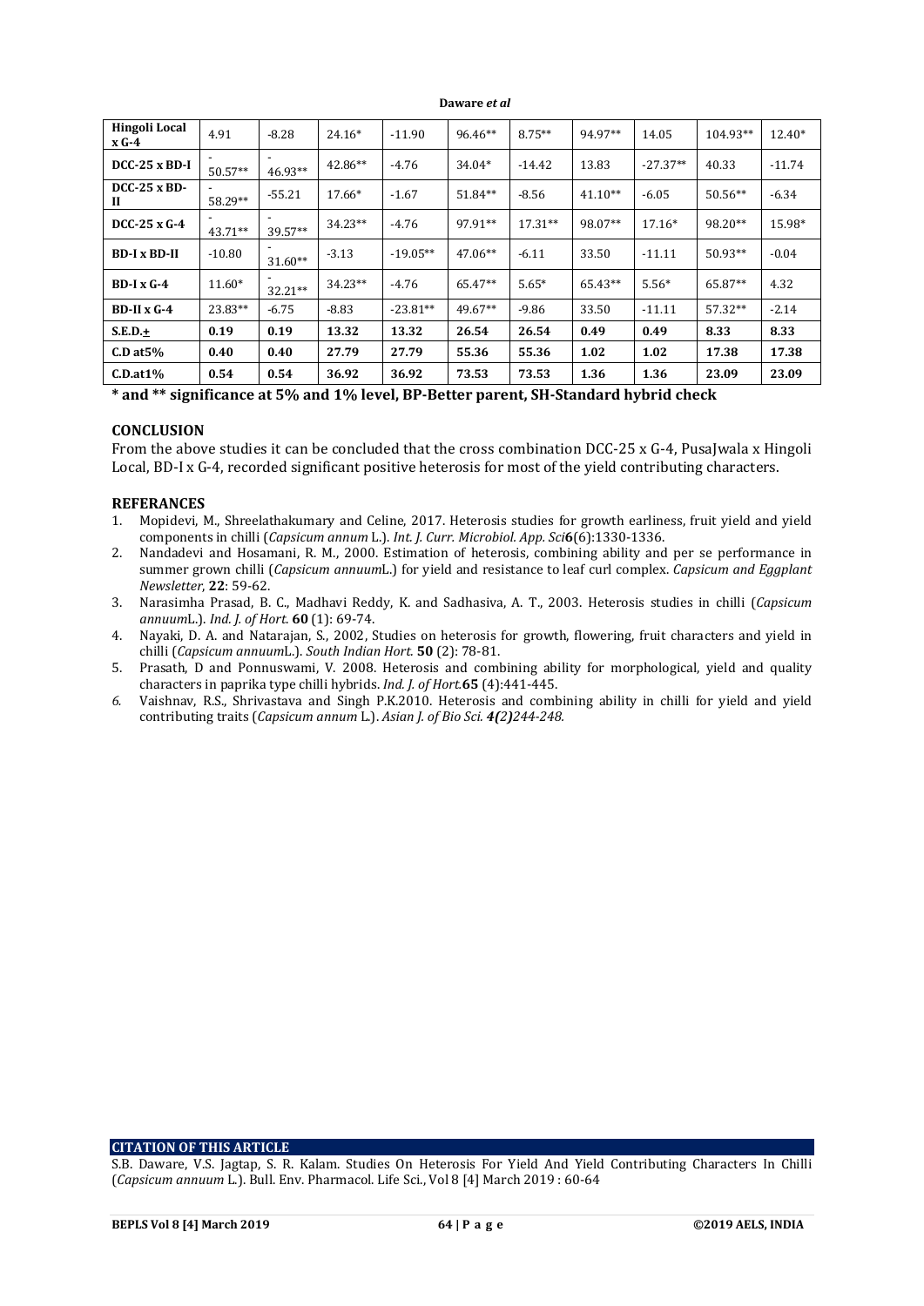| | | | | | | | | | | |
|---|---|---|---|---|---|---|---|---|---|---|
| **Hingoli Local x G-4** | 4.91 | -8.28 | 24.16* | -11.90 | 96.46** | 8.75** | 94.97** | 14.05 | 104.93** | 12.40* |
| **DCC-25 x BD-I** | -50.57** | -46.93** | 42.86** | -4.76 | 34.04* | -14.42 | 13.83 | -27.37** | 40.33 | -11.74 |
| **DCC-25 x BD-II** | -58.29** | -55.21 | 17.66* | -1.67 | 51.84** | -8.56 | 41.10** | -6.05 | 50.56** | -6.34 |
| **DCC-25 x G-4** | -43.71** | -39.57** | 34.23** | -4.76 | 97.91** | 17.31** | 98.07** | 17.16* | 98.20** | 15.98* |
| **BD-I x BD-II** | -10.80 | -31.60** | -3.13 | -19.05** | 47.06** | -6.11 | 33.50 | -11.11 | 50.93** | -0.04 |
| **BD-I x G-4** | 11.60* | -32.21** | 34.23** | -4.76 | 65.47** | 5.65* | 65.43** | 5.56* | 65.87** | 4.32 |
| **BD-II x G-4** | 23.83** | -6.75 | -8.83 | -23.81** | 49.67** | -9.86 | 33.50 | -11.11 | 57.32** | -2.14 |
| **S.E.D.±** | **0.19** | **0.19** | **13.32** | **13.32** | **26.54** | **26.54** | **0.49** | **0.49** | **8.33** | **8.33** |
| **C.D at5%** | **0.40** | **0.40** | **27.79** | **27.79** | **55.36** | **55.36** | **1.02** | **1.02** | **17.38** | **17.38** |
| **C.D.at1%** | **0.54** | **0.54** | **36.92** | **36.92** | **73.53** | **73.53** | **1.36** | **1.36** | **23.09** | **23.09** |

**\* and \*\* significance at 5% and 1% level, BP-Better parent, SH-Standard hybrid check**

## CONCLUSION

From the above studies it can be concluded that the cross combination DCC-25 x G-4, PusaJwala x Hingoli Local, BD-I x G-4, recorded significant positive heterosis for most of the yield contributing characters.

## REFERANCES

1. Mopidevi, M., Shreelathakumary and Celine, 2017. Heterosis studies for growth earliness, fruit yield and yield components in chilli (*Capsicum annum* L.). *Int. J. Curr. Microbiol. App. Sci***6**(6):1330-1336.
2. Nandadevi and Hosamani, R. M., 2000. Estimation of heterosis, combining ability and per se performance in summer grown chilli (*Capsicum annuum*L.) for yield and resistance to leaf curl complex. *Capsicum and Eggplant Newsletter*, **22**: 59-62.
3. Narasimha Prasad, B. C., Madhavi Reddy, K. and Sadhasiva, A. T., 2003. Heterosis studies in chilli (*Capsicum annuum*L.). *Ind. J. of Hort.* **60** (1): 69-74.
4. Nayaki, D. A. and Natarajan, S., 2002, Studies on heterosis for growth, flowering, fruit characters and yield in chilli (*Capsicum annuum*L.). *South Indian Hort.* **50** (2): 78-81.
5. Prasath, D and Ponnuswami, V. 2008. Heterosis and combining ability for morphological, yield and quality characters in paprika type chilli hybrids. *Ind. J. of Hort.***65** (4):441-445.
6. Vaishnav, R.S., Shrivastava and Singh P.K.2010. Heterosis and combining ability in chilli for yield and yield contributing traits (*Capsicum annum* L.). *Asian J. of Bio Sci.* ***4(2)**244-248.*

**CITATION OF THIS ARTICLE**

S.B. Daware, V.S. Jagtap, S. R. Kalam. Studies On Heterosis For Yield And Yield Contributing Characters In Chilli (*Capsicum annuum* L.). Bull. Env. Pharmacol. Life Sci., Vol 8 [4] March 2019 : 60-64